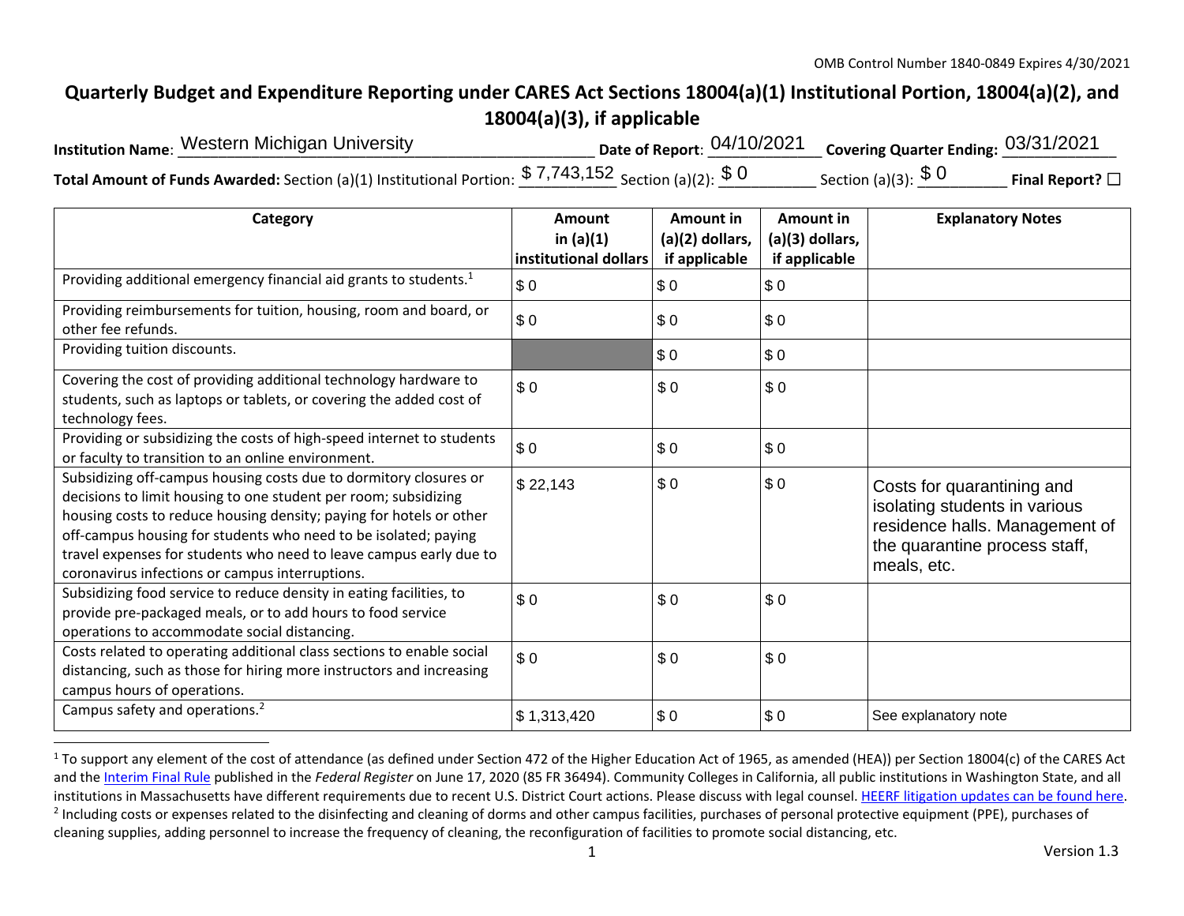OMB Control Number 1840-0849 Expires 4/30/2021

# Quarterly Budget and Expenditure Reporting under CARES Act Sections 18004(a)(1) Institutional Portion, 18004(a)(2), and 18004(a)(3), if applicable

**Institution Name**: Western Michigan University **Date of Report**: 04/10/2021 **Covering Quarter Ending:** 03/31/2021

**Total Amount of Funds Awarded:** Section (a)(1) Institutional Portion: $ 7,743,152 Section (a)(2): $ 0 Section (a)(3): $ 0 **Final Report?** ☐

| Category | Amount in (a)(1) institutional dollars | Amount in (a)(2) dollars, if applicable | Amount in (a)(3) dollars, if applicable | Explanatory Notes |
|---|---|---|---|---|
| Providing additional emergency financial aid grants to students.[1] | $ 0 | $ 0 | $ 0 | |
| Providing reimbursements for tuition, housing, room and board, or other fee refunds. | $ 0 | $ 0 | $ 0 | |
| Providing tuition discounts. | | $ 0 | $ 0 | |
| Covering the cost of providing additional technology hardware to students, such as laptops or tablets, or covering the added cost of technology fees. | $ 0 | $ 0 | $ 0 | |
| Providing or subsidizing the costs of high-speed internet to students or faculty to transition to an online environment. | $ 0 | $ 0 | $ 0 | |
| Subsidizing off-campus housing costs due to dormitory closures or decisions to limit housing to one student per room; subsidizing housing costs to reduce housing density; paying for hotels or other off-campus housing for students who need to be isolated; paying travel expenses for students who need to leave campus early due to coronavirus infections or campus interruptions. | $ 22,143 | $ 0 | $ 0 | Costs for quarantining and isolating students in various residence halls. Management of the quarantine process staff, meals, etc. |
| Subsidizing food service to reduce density in eating facilities, to provide pre-packaged meals, or to add hours to food service operations to accommodate social distancing. | $ 0 | $ 0 | $ 0 | |
| Costs related to operating additional class sections to enable social distancing, such as those for hiring more instructors and increasing campus hours of operations. | $ 0 | $ 0 | $ 0 | |
| Campus safety and operations.[2] | $ 1,313,420 | $ 0 | $ 0 | See explanatory note |

[1] To support any element of the cost of attendance (as defined under Section 472 of the Higher Education Act of 1965, as amended (HEA)) per Section 18004(c) of the CARES Act and the Interim Final Rule published in the *Federal Register* on June 17, 2020 (85 FR 36494). Community Colleges in California, all public institutions in Washington State, and all institutions in Massachusetts have different requirements due to recent U.S. District Court actions. Please discuss with legal counsel. HEERF litigation updates can be found here.

[2] Including costs or expenses related to the disinfecting and cleaning of dorms and other campus facilities, purchases of personal protective equipment (PPE), purchases of cleaning supplies, adding personnel to increase the frequency of cleaning, the reconfiguration of facilities to promote social distancing, etc.

Version 1.3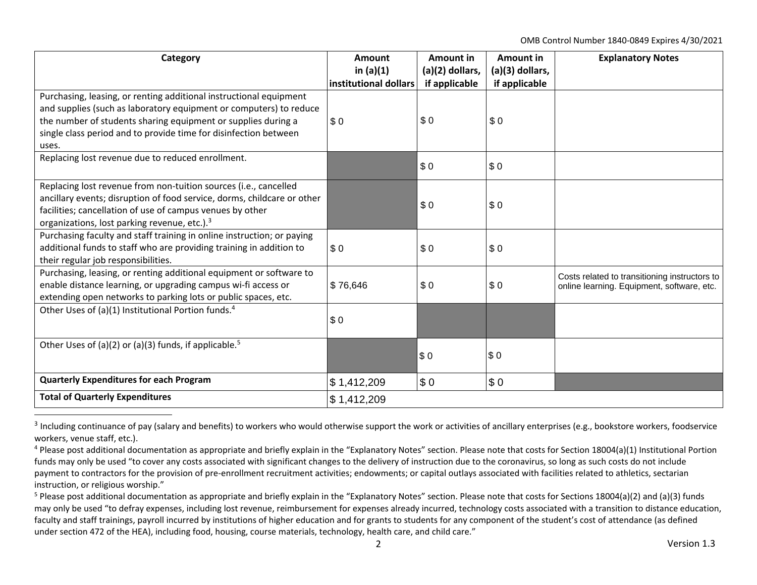| Category | Amount in (a)(1) institutional dollars | Amount in (a)(2) dollars, if applicable | Amount in (a)(3) dollars, if applicable | Explanatory Notes |
|---|---|---|---|---|
| Purchasing, leasing, or renting additional instructional equipment and supplies (such as laboratory equipment or computers) to reduce the number of students sharing equipment or supplies during a single class period and to provide time for disinfection between uses. | $ 0 | $ 0 | $ 0 | |
| Replacing lost revenue due to reduced enrollment. | | $ 0 | $ 0 | |
| Replacing lost revenue from non-tuition sources (i.e., cancelled ancillary events; disruption of food service, dorms, childcare or other facilities; cancellation of use of campus venues by other organizations, lost parking revenue, etc.).[3] | | $ 0 | $ 0 | |
| Purchasing faculty and staff training in online instruction; or paying additional funds to staff who are providing training in addition to their regular job responsibilities. | $ 0 | $ 0 | $ 0 | |
| Purchasing, leasing, or renting additional equipment or software to enable distance learning, or upgrading campus wi-fi access or extending open networks to parking lots or public spaces, etc. | $ 76,646 | $ 0 | $ 0 | Costs related to transitioning instructors to online learning. Equipment, software, etc. |
| Other Uses of (a)(1) Institutional Portion funds.[4] | $ 0 | | | |
| Other Uses of (a)(2) or (a)(3) funds, if applicable.[5] | | $ 0 | $ 0 | |
| **Quarterly Expenditures for each Program** | $ 1,412,209 | $ 0 | $ 0 | |
| **Total of Quarterly Expenditures** | $ 1,412,209 | | | |

[3] Including continuance of pay (salary and benefits) to workers who would otherwise support the work or activities of ancillary enterprises (e.g., bookstore workers, foodservice workers, venue staff, etc.).

[4] Please post additional documentation as appropriate and briefly explain in the "Explanatory Notes" section. Please note that costs for Section 18004(a)(1) Institutional Portion funds may only be used "to cover any costs associated with significant changes to the delivery of instruction due to the coronavirus, so long as such costs do not include payment to contractors for the provision of pre-enrollment recruitment activities; endowments; or capital outlays associated with facilities related to athletics, sectarian instruction, or religious worship."

[5] Please post additional documentation as appropriate and briefly explain in the "Explanatory Notes" section. Please note that costs for Sections 18004(a)(2) and (a)(3) funds may only be used "to defray expenses, including lost revenue, reimbursement for expenses already incurred, technology costs associated with a transition to distance education, faculty and staff trainings, payroll incurred by institutions of higher education and for grants to students for any component of the student's cost of attendance (as defined under section 472 of the HEA), including food, housing, course materials, technology, health care, and child care."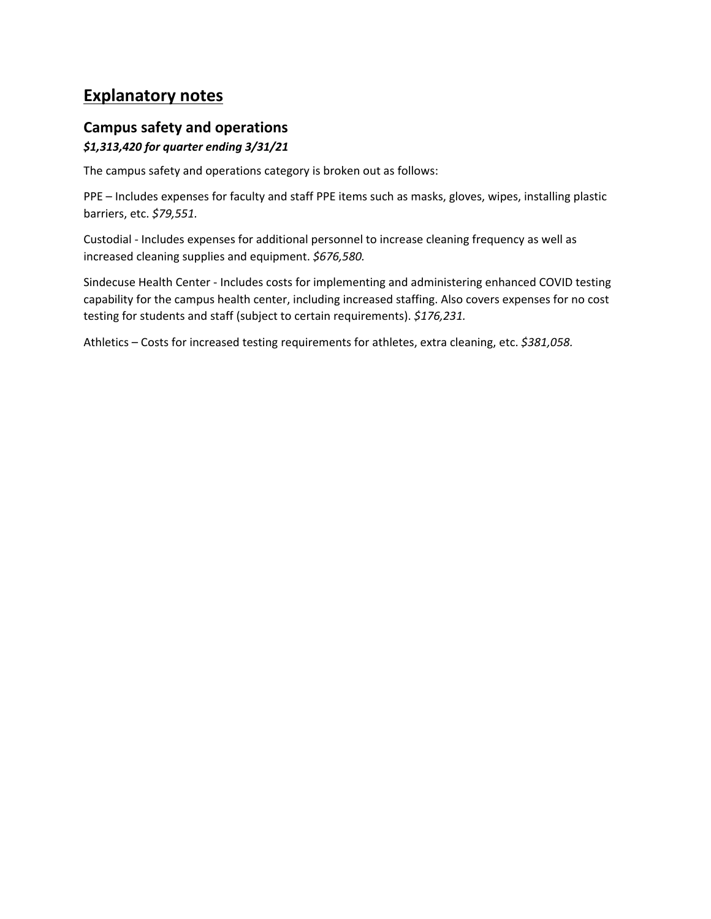# Explanatory notes

## Campus safety and operations

***$1,313,420 for quarter ending 3/31/21***

The campus safety and operations category is broken out as follows:

PPE – Includes expenses for faculty and staff PPE items such as masks, gloves, wipes, installing plastic barriers, etc. *$79,551.*

Custodial - Includes expenses for additional personnel to increase cleaning frequency as well as increased cleaning supplies and equipment. *$676,580.*

Sindecuse Health Center - Includes costs for implementing and administering enhanced COVID testing capability for the campus health center, including increased staffing. Also covers expenses for no cost testing for students and staff (subject to certain requirements). *$176,231.*

Athletics – Costs for increased testing requirements for athletes, extra cleaning, etc. *$381,058.*